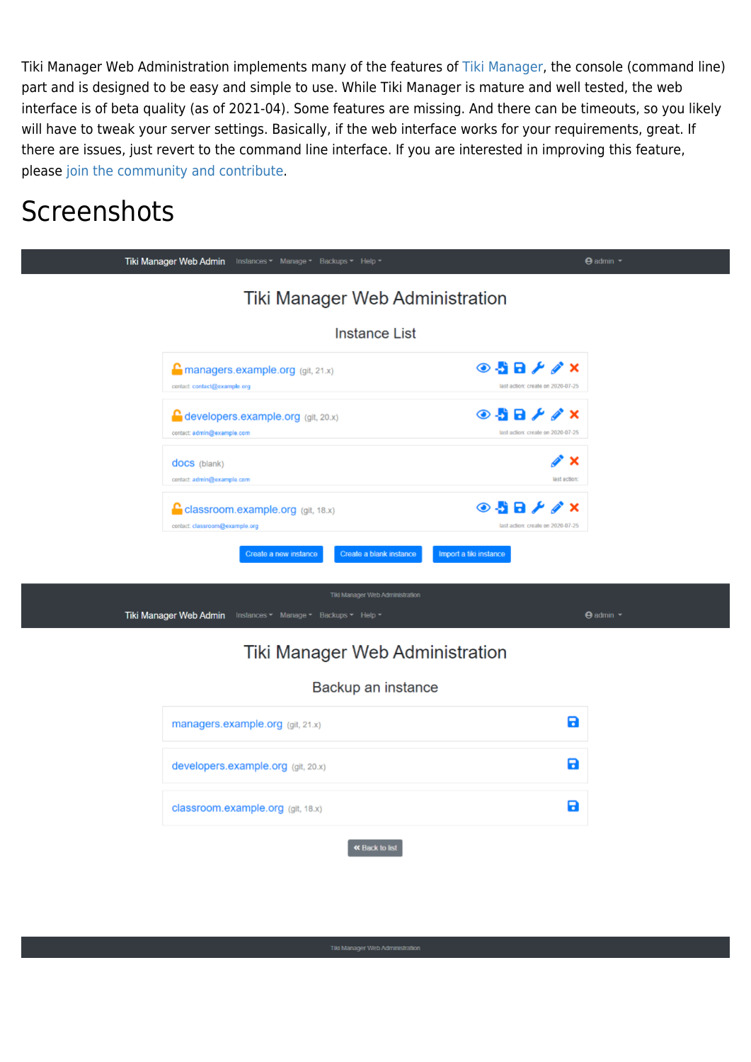Tiki Manager Web Administration implements many of the features of Tiki Manager, the console (command line) part and is designed to be easy and simple to use. While Tiki Manager is mature and well tested, the web interface is of beta quality (as of 2021-04). Some features are missing. And there can be timeouts, so you likely will have to tweak your server settings. Basically, if the web interface works for your requirements, great. If there are issues, just revert to the command line interface. If you are interested in improving this feature, please join the community and contribute.

# Screenshots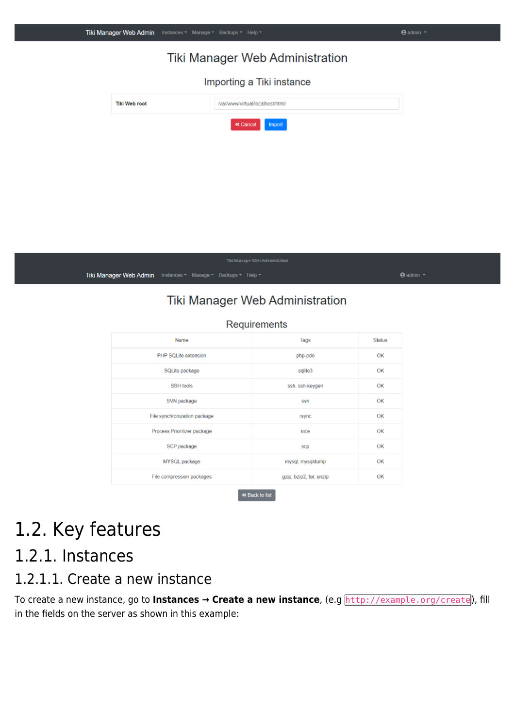Tiki Manager Web Admin Instances Manage Backups Help admin

Tiki Manager Web Administration

Importing a Tiki instance

| Tiki Web root | /var/www/virtual/localhost/html/ |
| --- | --- |

« Cancel Import

Tiki Manager Web Administration

Tiki Manager Web Admin Instances Manage Backups Help admin

Tiki Manager Web Administration

Requirements

| Name | Tags | Status |
| --- | --- | --- |
| PHP SQLite extension | php-pdo | OK |
| SQLite package | sqlite3 | OK |
| SSH tools | ssh, ssh-keygen | OK |
| SVN package | svn | OK |
| File synchronization package | rsync | OK |
| Process Prioritizer package | nice | OK |
| SCP package | scp | OK |
| MYSQL package | mysql, mysqldump | OK |
| File compression packages | gzip, bzip2, tar, unzip | OK |

« Back to list

# 1.2. Key features

## 1.2.1. Instances

### 1.2.1.1. Create a new instance

To create a new instance, go to **Instances → Create a new instance**, (e.g `http://example.org/create`), fill in the fields on the server as shown in this example: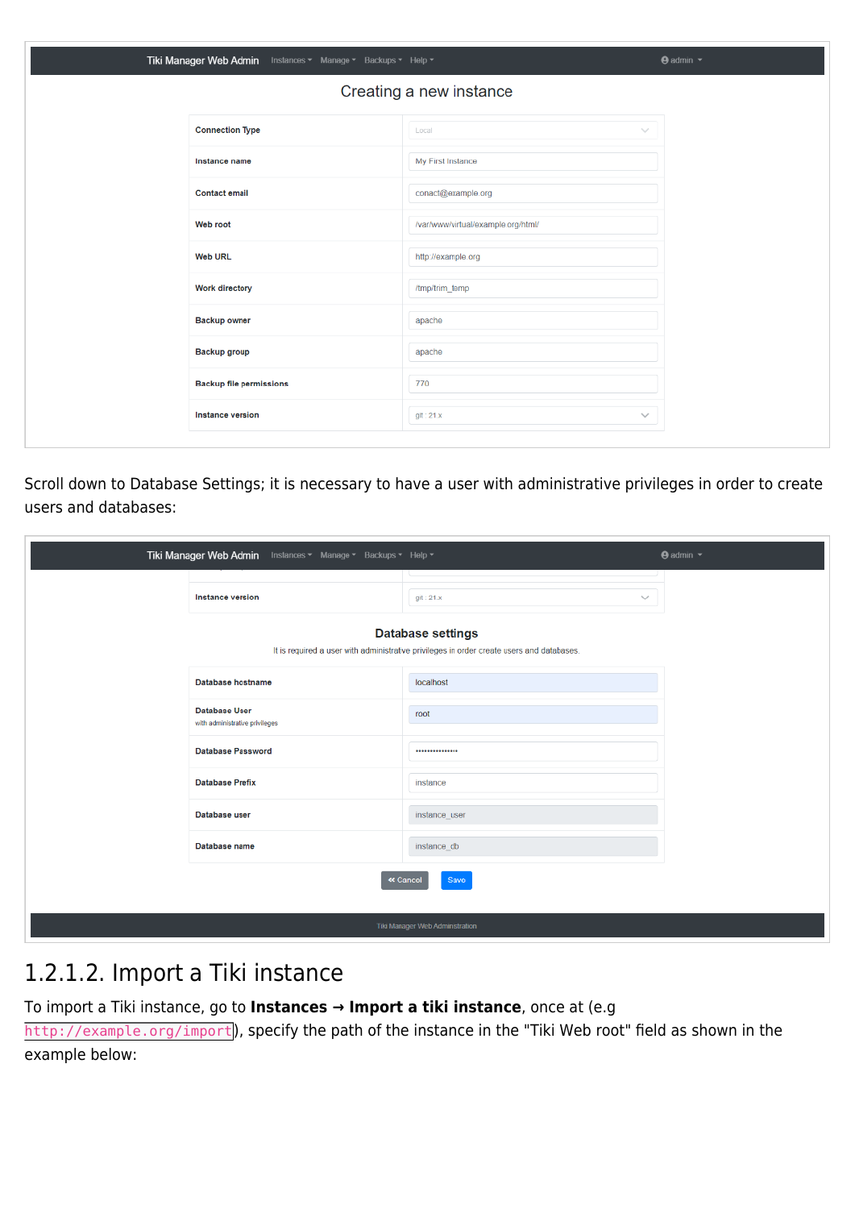Scroll down to Database Settings; it is necessary to have a user with administrative privileges in order to create users and databases:

## 1.2.1.2. Import a Tiki instance

To import a Tiki instance, go to **Instances → Import a tiki instance**, once at (e.g `http://example.org/import`), specify the path of the instance in the "Tiki Web root" field as shown in the example below: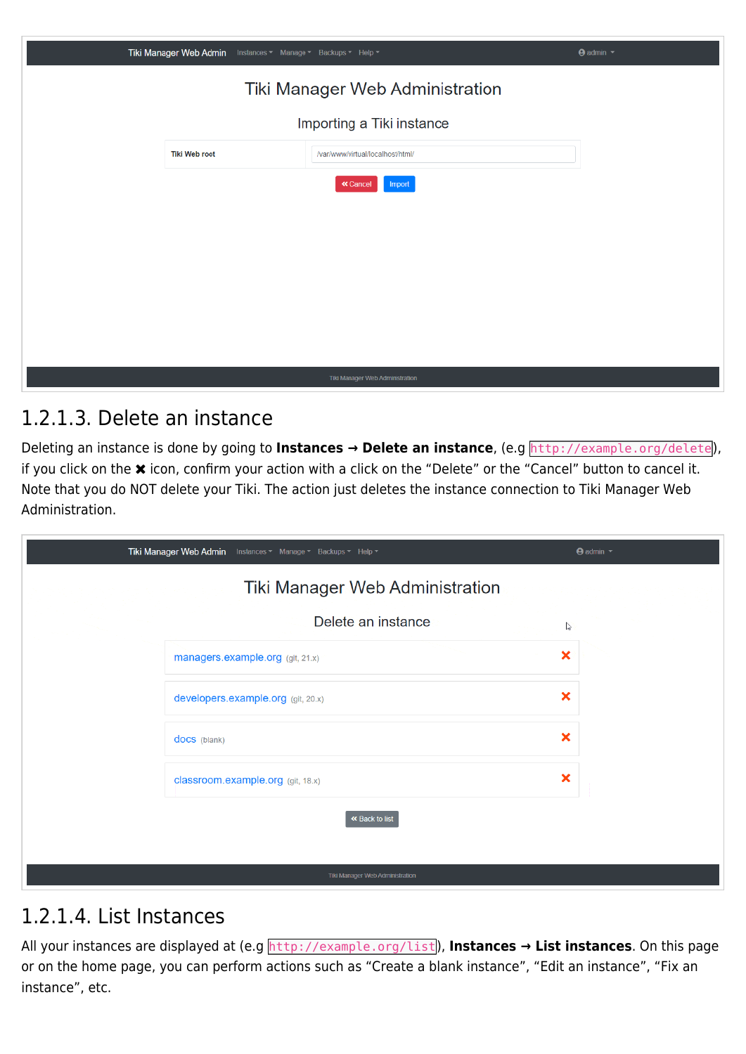### 1.2.1.3. Delete an instance

Deleting an instance is done by going to **Instances → Delete an instance**, (e.g `http://example.org/delete`), if you click on the ✖ icon, confirm your action with a click on the “Delete” or the “Cancel” button to cancel it. Note that you do NOT delete your Tiki. The action just deletes the instance connection to Tiki Manager Web Administration.

### 1.2.1.4. List Instances

All your instances are displayed at (e.g `http://example.org/list`), **Instances → List instances**. On this page or on the home page, you can perform actions such as “Create a blank instance”, “Edit an instance”, “Fix an instance”, etc.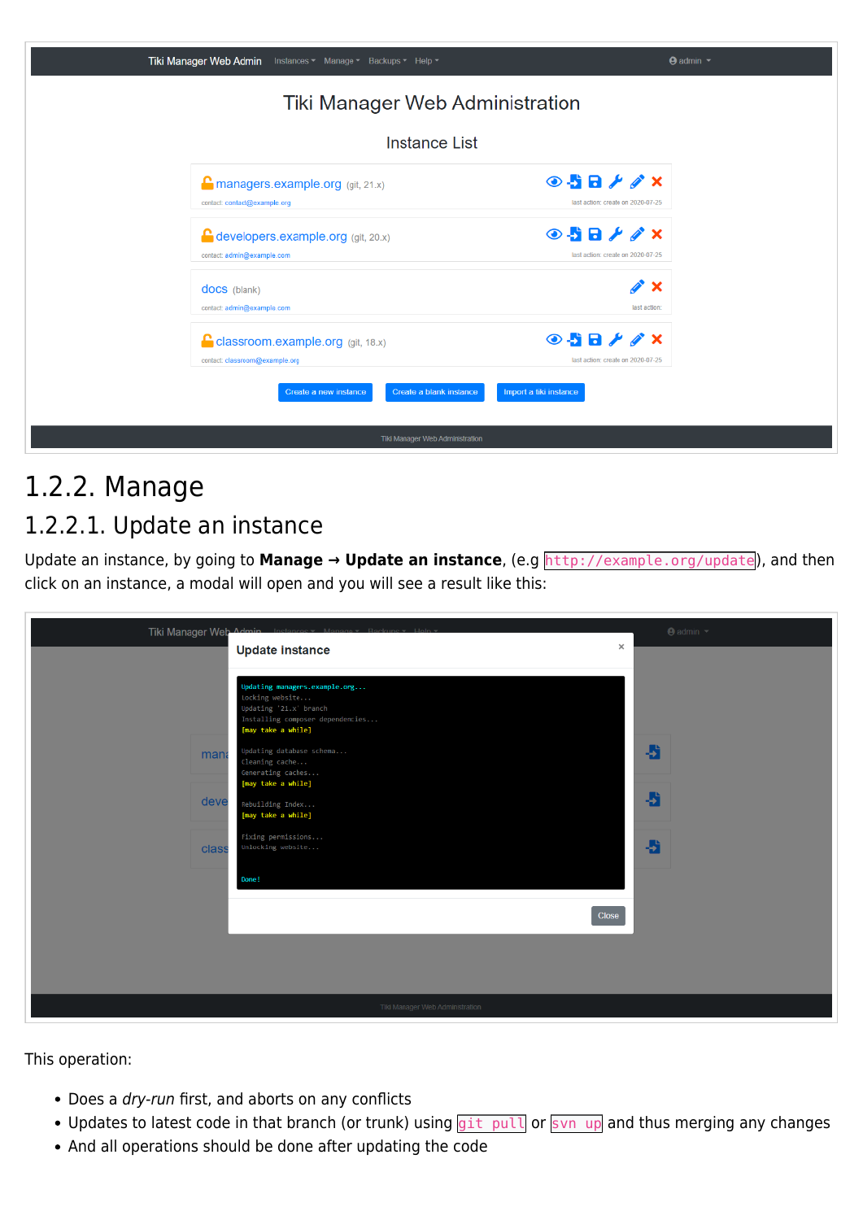## 1.2.2. Manage

### 1.2.2.1. Update an instance

Update an instance, by going to **Manage → Update an instance**, (e.g `http://example.org/update`), and then click on an instance, a modal will open and you will see a result like this:

This operation:

- Does a *dry-run* first, and aborts on any conflicts
- Updates to latest code in that branch (or trunk) using `git pull` or `svn up` and thus merging any changes
- And all operations should be done after updating the code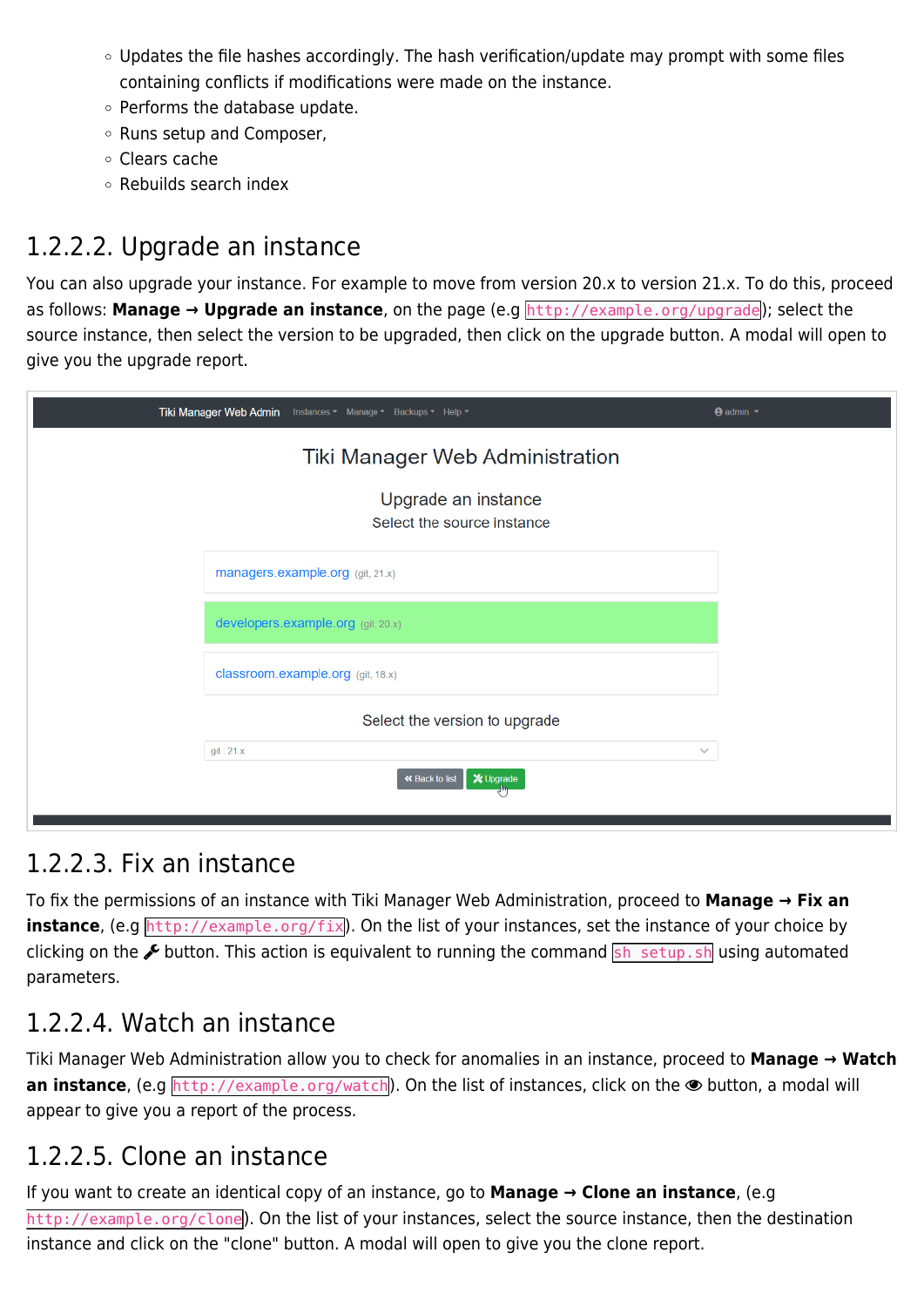- Updates the file hashes accordingly. The hash verification/update may prompt with some files containing conflicts if modifications were made on the instance.
- Performs the database update.
- Runs setup and Composer,
- Clears cache
- Rebuilds search index

### 1.2.2.2. Upgrade an instance

You can also upgrade your instance. For example to move from version 20.x to version 21.x. To do this, proceed as follows: **Manage → Upgrade an instance**, on the page (e.g `http://example.org/upgrade`); select the source instance, then select the version to be upgraded, then click on the upgrade button. A modal will open to give you the upgrade report.

### 1.2.2.3. Fix an instance

To fix the permissions of an instance with Tiki Manager Web Administration, proceed to **Manage → Fix an instance**, (e.g `http://example.org/fix`). On the list of your instances, set the instance of your choice by clicking on the 🔧 button. This action is equivalent to running the command `sh setup.sh` using automated parameters.

### 1.2.2.4. Watch an instance

Tiki Manager Web Administration allow you to check for anomalies in an instance, proceed to **Manage → Watch an instance**, (e.g `http://example.org/watch`). On the list of instances, click on the 👁 button, a modal will appear to give you a report of the process.

### 1.2.2.5. Clone an instance

If you want to create an identical copy of an instance, go to **Manage → Clone an instance**, (e.g `http://example.org/clone`). On the list of your instances, select the source instance, then the destination instance and click on the "clone" button. A modal will open to give you the clone report.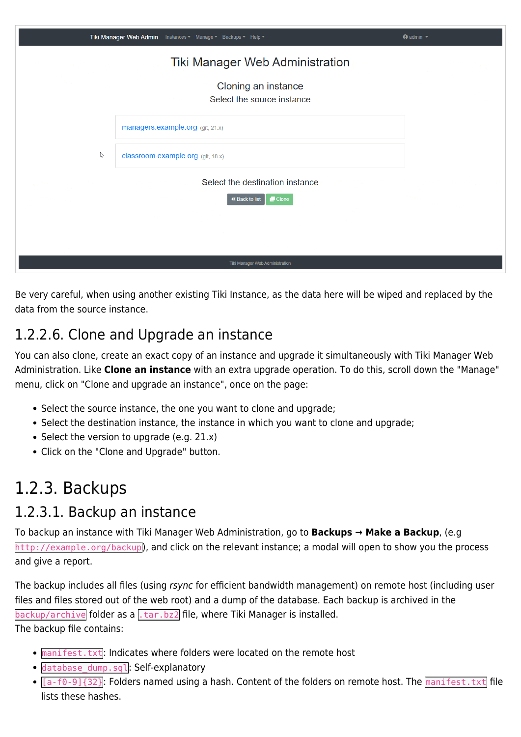Be very careful, when using another existing Tiki Instance, as the data here will be wiped and replaced by the data from the source instance.

### 1.2.2.6. Clone and Upgrade an instance

You can also clone, create an exact copy of an instance and upgrade it simultaneously with Tiki Manager Web Administration. Like **Clone an instance** with an extra upgrade operation. To do this, scroll down the "Manage" menu, click on "Clone and upgrade an instance", once on the page:

- Select the source instance, the one you want to clone and upgrade;
- Select the destination instance, the instance in which you want to clone and upgrade;
- Select the version to upgrade (e.g. 21.x)
- Click on the "Clone and Upgrade" button.

## 1.2.3. Backups

### 1.2.3.1. Backup an instance

To backup an instance with Tiki Manager Web Administration, go to **Backups → Make a Backup**, (e.g `http://example.org/backup`), and click on the relevant instance; a modal will open to show you the process and give a report.

The backup includes all files (using *rsync* for efficient bandwidth management) on remote host (including user files and files stored out of the web root) and a dump of the database. Each backup is archived in the `backup/archive` folder as a `.tar.bz2` file, where Tiki Manager is installed.
The backup file contains:

- `manifest.txt`: Indicates where folders were located on the remote host
- `database_dump.sql`: Self-explanatory
- `[a-f0-9]{32}`: Folders named using a hash. Content of the folders on remote host. The `manifest.txt` file lists these hashes.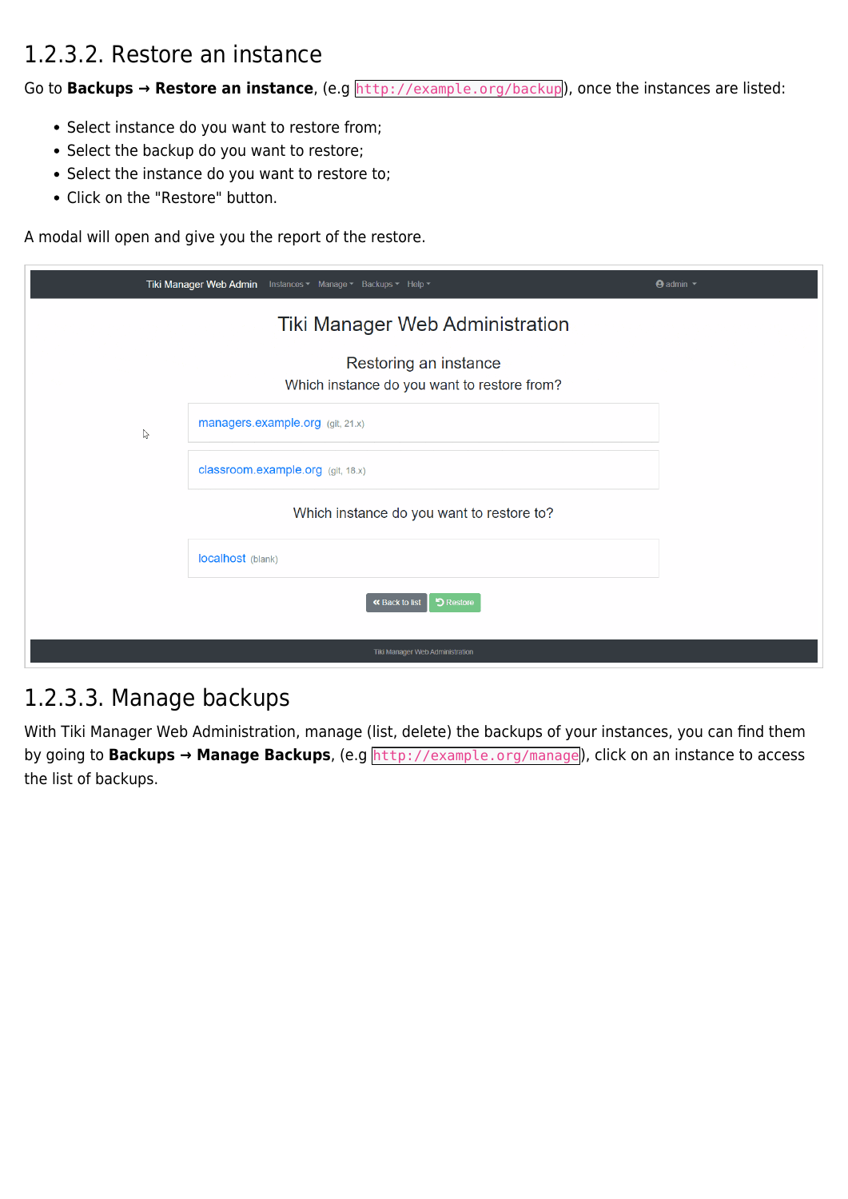### 1.2.3.2. Restore an instance

Go to **Backups → Restore an instance**, (e.g `http://example.org/backup`), once the instances are listed:

- Select instance do you want to restore from;
- Select the backup do you want to restore;
- Select the instance do you want to restore to;
- Click on the "Restore" button.

A modal will open and give you the report of the restore.

### 1.2.3.3. Manage backups

With Tiki Manager Web Administration, manage (list, delete) the backups of your instances, you can find them by going to **Backups → Manage Backups**, (e.g `http://example.org/manage`), click on an instance to access the list of backups.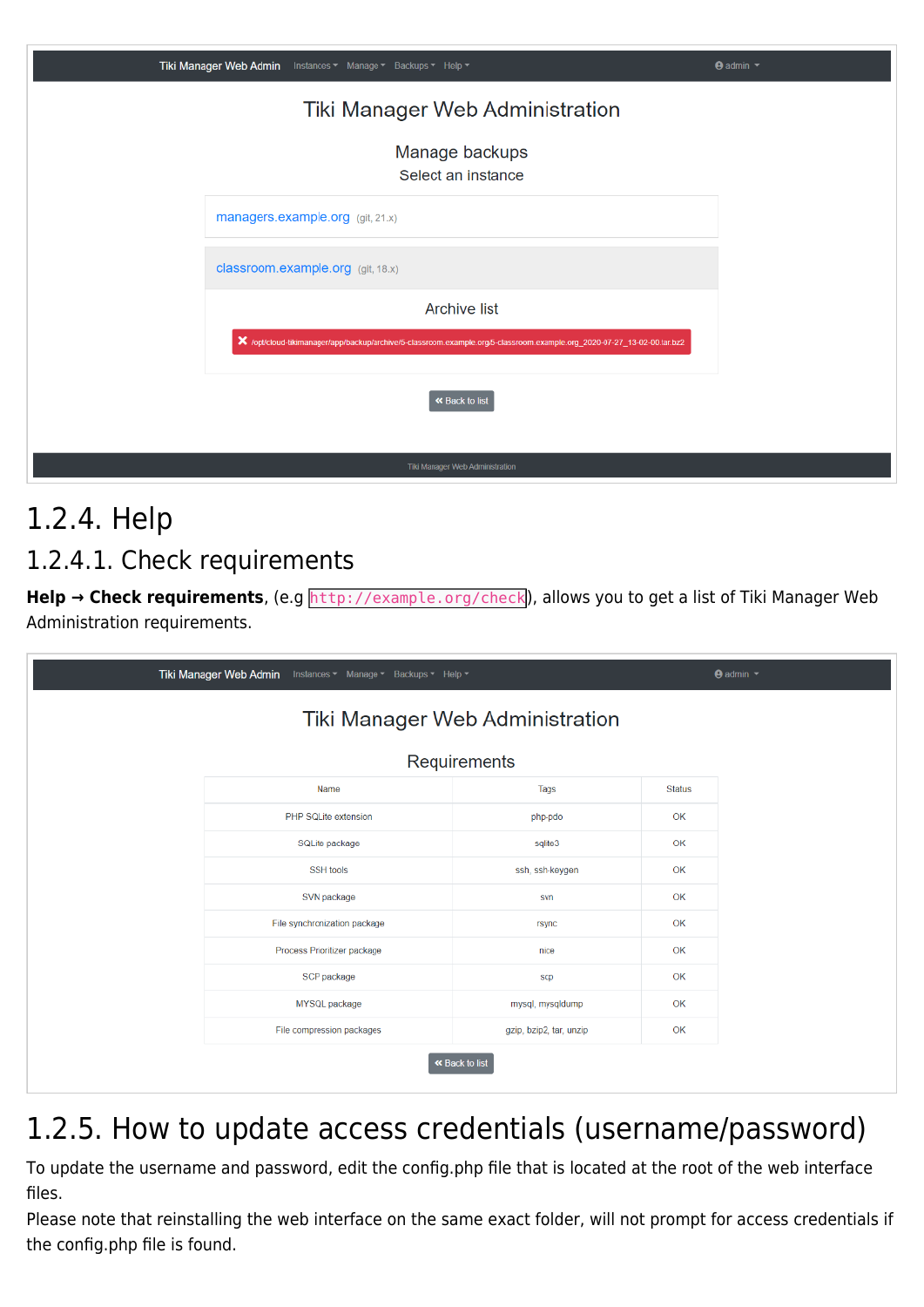## 1.2.4. Help

### 1.2.4.1. Check requirements

**Help → Check requirements**, (e.g `http://example.org/check`), allows you to get a list of Tiki Manager Web Administration requirements.

## 1.2.5. How to update access credentials (username/password)

To update the username and password, edit the config.php file that is located at the root of the web interface files.

Please note that reinstalling the web interface on the same exact folder, will not prompt for access credentials if the config.php file is found.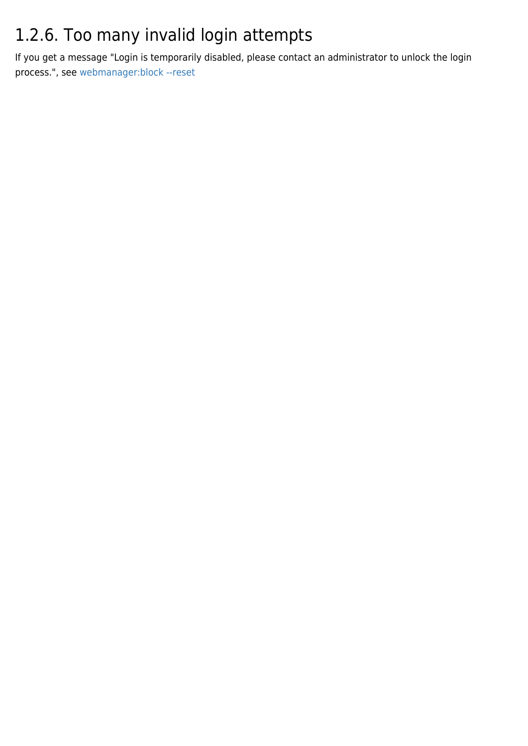## 1.2.6. Too many invalid login attempts

If you get a message "Login is temporarily disabled, please contact an administrator to unlock the login process.", see webmanager:block --reset